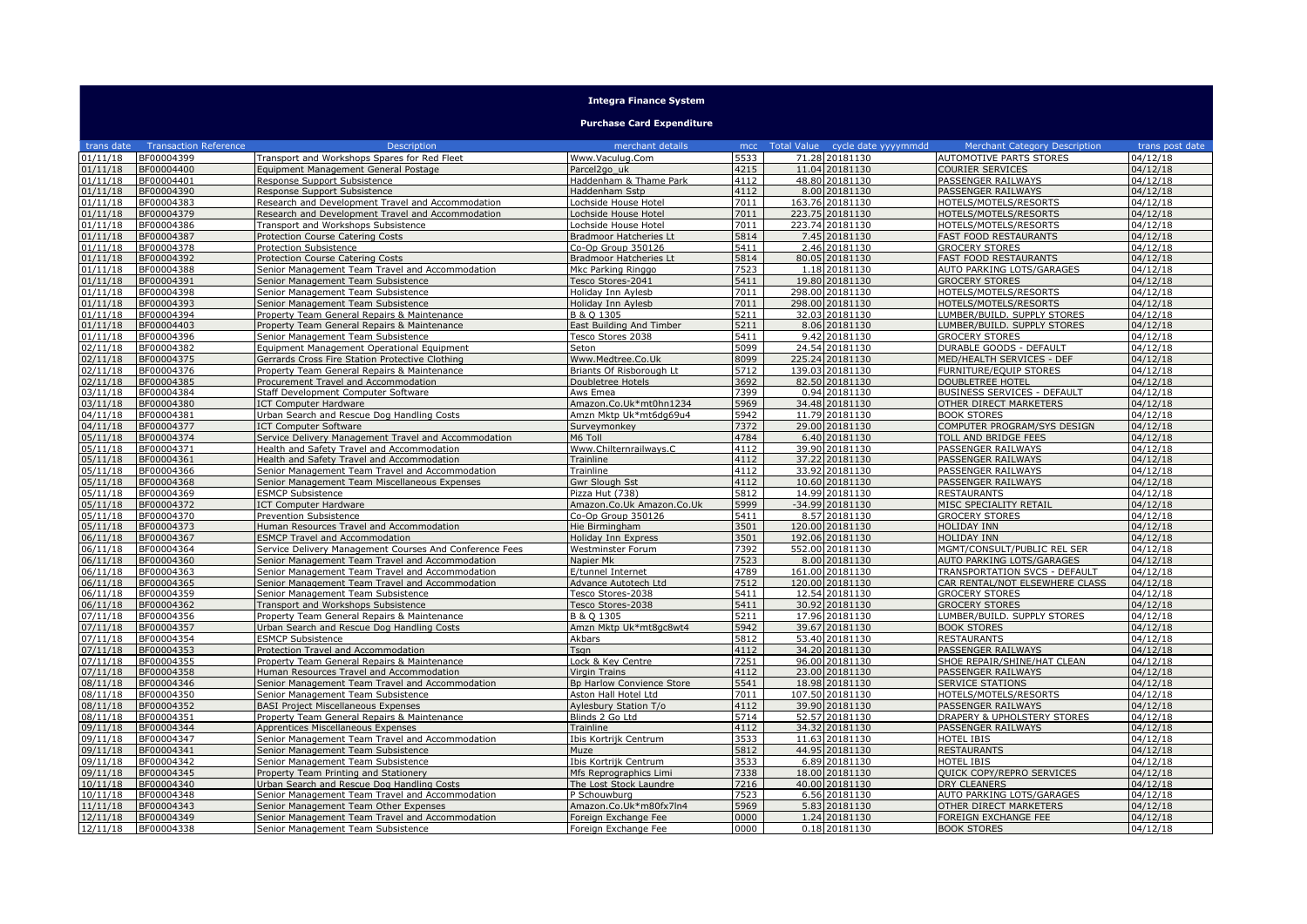# Integra Finance System

## Purchase Card Expenditure

| trans date | Transaction Reference | Description | merchant details | mcc | Total Value | cycle date yyyymmdd | Merchant Category Description | trans post date |
|---|---|---|---|---|---|---|---|---|
| 01/11/18 | BF00004399 | Transport and Workshops Spares for Red Fleet | Www.Vaculug.Com | 5533 | 71.28 | 20181130 | AUTOMOTIVE PARTS STORES | 04/12/18 |
| 01/11/18 | BF00004400 | Equipment Management General Postage | Parcel2go_uk | 4215 | 11.04 | 20181130 | COURIER SERVICES | 04/12/18 |
| 01/11/18 | BF00004401 | Response Support Subsistence | Haddenham & Thame Park | 4112 | 48.80 | 20181130 | PASSENGER RAILWAYS | 04/12/18 |
| 01/11/18 | BF00004390 | Response Support Subsistence | Haddenham Sstp | 4112 | 8.00 | 20181130 | PASSENGER RAILWAYS | 04/12/18 |
| 01/11/18 | BF00004383 | Research and Development Travel and Accommodation | Lochside House Hotel | 7011 | 163.76 | 20181130 | HOTELS/MOTELS/RESORTS | 04/12/18 |
| 01/11/18 | BF00004379 | Research and Development Travel and Accommodation | Lochside House Hotel | 7011 | 223.75 | 20181130 | HOTELS/MOTELS/RESORTS | 04/12/18 |
| 01/11/18 | BF00004386 | Transport and Workshops Subsistence | Lochside House Hotel | 7011 | 223.74 | 20181130 | HOTELS/MOTELS/RESORTS | 04/12/18 |
| 01/11/18 | BF00004387 | Protection Course Catering Costs | Bradmoor Hatcheries Lt | 5814 | 7.45 | 20181130 | FAST FOOD RESTAURANTS | 04/12/18 |
| 01/11/18 | BF00004378 | Protection Subsistence | Co-Op Group 350126 | 5411 | 2.46 | 20181130 | GROCERY STORES | 04/12/18 |
| 01/11/18 | BF00004392 | Protection Course Catering Costs | Bradmoor Hatcheries Lt | 5814 | 80.05 | 20181130 | FAST FOOD RESTAURANTS | 04/12/18 |
| 01/11/18 | BF00004388 | Senior Management Team Travel and Accommodation | Mkc Parking Ringgo | 7523 | 1.18 | 20181130 | AUTO PARKING LOTS/GARAGES | 04/12/18 |
| 01/11/18 | BF00004391 | Senior Management Team Subsistence | Tesco Stores-2041 | 5411 | 19.80 | 20181130 | GROCERY STORES | 04/12/18 |
| 01/11/18 | BF00004398 | Senior Management Team Subsistence | Holiday Inn Aylesb | 7011 | 298.00 | 20181130 | HOTELS/MOTELS/RESORTS | 04/12/18 |
| 01/11/18 | BF00004393 | Senior Management Team Subsistence | Holiday Inn Aylesb | 7011 | 298.00 | 20181130 | HOTELS/MOTELS/RESORTS | 04/12/18 |
| 01/11/18 | BF00004394 | Property Team General Repairs & Maintenance | B & Q 1305 | 5211 | 32.03 | 20181130 | LUMBER/BUILD. SUPPLY STORES | 04/12/18 |
| 01/11/18 | BF00004403 | Property Team General Repairs & Maintenance | East Building And Timber | 5211 | 8.06 | 20181130 | LUMBER/BUILD. SUPPLY STORES | 04/12/18 |
| 01/11/18 | BF00004396 | Senior Management Team Subsistence | Tesco Stores 2038 | 5411 | 9.42 | 20181130 | GROCERY STORES | 04/12/18 |
| 02/11/18 | BF00004382 | Equipment Management Operational Equipment | Seton | 5099 | 24.54 | 20181130 | DURABLE GOODS - DEFAULT | 04/12/18 |
| 02/11/18 | BF00004375 | Gerrards Cross Fire Station Protective Clothing | Www.Medtree.Co.Uk | 8099 | 225.24 | 20181130 | MED/HEALTH SERVICES - DEF | 04/12/18 |
| 02/11/18 | BF00004376 | Property Team General Repairs & Maintenance | Briants Of Risborough Lt | 5712 | 139.03 | 20181130 | FURNITURE/EQUIP STORES | 04/12/18 |
| 02/11/18 | BF00004385 | Procurement Travel and Accommodation | Doubletree Hotels | 3692 | 82.50 | 20181130 | DOUBLETREE HOTEL | 04/12/18 |
| 03/11/18 | BF00004384 | Staff Development Computer Software | Aws Emea | 7399 | 0.94 | 20181130 | BUSINESS SERVICES - DEFAULT | 04/12/18 |
| 03/11/18 | BF00004380 | ICT Computer Hardware | Amazon.Co.Uk*mt0hn1234 | 5969 | 34.48 | 20181130 | OTHER DIRECT MARKETERS | 04/12/18 |
| 04/11/18 | BF00004381 | Urban Search and Rescue Dog Handling Costs | Amzn Mktp Uk*mt6dg69u4 | 5942 | 11.79 | 20181130 | BOOK STORES | 04/12/18 |
| 04/11/18 | BF00004377 | ICT Computer Software | Surveymonkey | 7372 | 29.00 | 20181130 | COMPUTER PROGRAM/SYS DESIGN | 04/12/18 |
| 05/11/18 | BF00004374 | Service Delivery Management Travel and Accommodation | M6 Toll | 4784 | 6.40 | 20181130 | TOLL AND BRIDGE FEES | 04/12/18 |
| 05/11/18 | BF00004371 | Health and Safety Travel and Accommodation | Www.Chilternrailways.C | 4112 | 39.90 | 20181130 | PASSENGER RAILWAYS | 04/12/18 |
| 05/11/18 | BF00004361 | Health and Safety Travel and Accommodation | Trainline | 4112 | 37.22 | 20181130 | PASSENGER RAILWAYS | 04/12/18 |
| 05/11/18 | BF00004366 | Senior Management Team Travel and Accommodation | Trainline | 4112 | 33.92 | 20181130 | PASSENGER RAILWAYS | 04/12/18 |
| 05/11/18 | BF00004368 | Senior Management Team Miscellaneous Expenses | Gwr Slough Sst | 4112 | 10.60 | 20181130 | PASSENGER RAILWAYS | 04/12/18 |
| 05/11/18 | BF00004369 | ESMCP Subsistence | Pizza Hut (738) | 5812 | 14.99 | 20181130 | RESTAURANTS | 04/12/18 |
| 05/11/18 | BF00004372 | ICT Computer Hardware | Amazon.Co.Uk Amazon.Co.Uk | 5999 | -34.99 | 20181130 | MISC SPECIALITY RETAIL | 04/12/18 |
| 05/11/18 | BF00004370 | Prevention Subsistence | Co-Op Group 350126 | 5411 | 8.57 | 20181130 | GROCERY STORES | 04/12/18 |
| 05/11/18 | BF00004373 | Human Resources Travel and Accommodation | Hie Birmingham | 3501 | 120.00 | 20181130 | HOLIDAY INN | 04/12/18 |
| 06/11/18 | BF00004367 | ESMCP Travel and Accommodation | Holiday Inn Express | 3501 | 192.06 | 20181130 | HOLIDAY INN | 04/12/18 |
| 06/11/18 | BF00004364 | Service Delivery Management Courses And Conference Fees | Westminster Forum | 7392 | 552.00 | 20181130 | MGMT/CONSULT/PUBLIC REL SER | 04/12/18 |
| 06/11/18 | BF00004360 | Senior Management Team Travel and Accommodation | Napier Mk | 7523 | 8.00 | 20181130 | AUTO PARKING LOTS/GARAGES | 04/12/18 |
| 06/11/18 | BF00004363 | Senior Management Team Travel and Accommodation | E/tunnel Internet | 4789 | 161.00 | 20181130 | TRANSPORTATION SVCS - DEFAULT | 04/12/18 |
| 06/11/18 | BF00004365 | Senior Management Team Travel and Accommodation | Advance Autotech Ltd | 7512 | 120.00 | 20181130 | CAR RENTAL/NOT ELSEWHERE CLASS | 04/12/18 |
| 06/11/18 | BF00004359 | Senior Management Team Subsistence | Tesco Stores-2038 | 5411 | 12.54 | 20181130 | GROCERY STORES | 04/12/18 |
| 06/11/18 | BF00004362 | Transport and Workshops Subsistence | Tesco Stores-2038 | 5411 | 30.92 | 20181130 | GROCERY STORES | 04/12/18 |
| 07/11/18 | BF00004356 | Property Team General Repairs & Maintenance | B & Q 1305 | 5211 | 17.96 | 20181130 | LUMBER/BUILD. SUPPLY STORES | 04/12/18 |
| 07/11/18 | BF00004357 | Urban Search and Rescue Dog Handling Costs | Amzn Mktp Uk*mt8gc8wt4 | 5942 | 39.67 | 20181130 | BOOK STORES | 04/12/18 |
| 07/11/18 | BF00004354 | ESMCP Subsistence | Akbars | 5812 | 53.40 | 20181130 | RESTAURANTS | 04/12/18 |
| 07/11/18 | BF00004353 | Protection Travel and Accommodation | Tsgn | 4112 | 34.20 | 20181130 | PASSENGER RAILWAYS | 04/12/18 |
| 07/11/18 | BF00004355 | Property Team General Repairs & Maintenance | Lock & Key Centre | 7251 | 96.00 | 20181130 | SHOE REPAIR/SHINE/HAT CLEAN | 04/12/18 |
| 07/11/18 | BF00004358 | Human Resources Travel and Accommodation | Virgin Trains | 4112 | 23.00 | 20181130 | PASSENGER RAILWAYS | 04/12/18 |
| 08/11/18 | BF00004346 | Senior Management Team Travel and Accommodation | Bp Harlow Convience Store | 5541 | 18.98 | 20181130 | SERVICE STATIONS | 04/12/18 |
| 08/11/18 | BF00004350 | Senior Management Team Subsistence | Aston Hall Hotel Ltd | 7011 | 107.50 | 20181130 | HOTELS/MOTELS/RESORTS | 04/12/18 |
| 08/11/18 | BF00004352 | BASI Project Miscellaneous Expenses | Aylesbury Station T/o | 4112 | 39.90 | 20181130 | PASSENGER RAILWAYS | 04/12/18 |
| 08/11/18 | BF00004351 | Property Team General Repairs & Maintenance | Blinds 2 Go Ltd | 5714 | 52.57 | 20181130 | DRAPERY & UPHOLSTERY STORES | 04/12/18 |
| 09/11/18 | BF00004344 | Apprentices Miscellaneous Expenses | Trainline | 4112 | 34.32 | 20181130 | PASSENGER RAILWAYS | 04/12/18 |
| 09/11/18 | BF00004347 | Senior Management Team Travel and Accommodation | Ibis Kortrijk Centrum | 3533 | 11.63 | 20181130 | HOTEL IBIS | 04/12/18 |
| 09/11/18 | BF00004341 | Senior Management Team Subsistence | Muze | 5812 | 44.95 | 20181130 | RESTAURANTS | 04/12/18 |
| 09/11/18 | BF00004342 | Senior Management Team Subsistence | Ibis Kortrijk Centrum | 3533 | 6.89 | 20181130 | HOTEL IBIS | 04/12/18 |
| 09/11/18 | BF00004345 | Property Team Printing and Stationery | Mfs Reprographics Limi | 7338 | 18.00 | 20181130 | QUICK COPY/REPRO SERVICES | 04/12/18 |
| 10/11/18 | BF00004340 | Urban Search and Rescue Dog Handling Costs | The Lost Stock Laundre | 7216 | 40.00 | 20181130 | DRY CLEANERS | 04/12/18 |
| 10/11/18 | BF00004348 | Senior Management Team Travel and Accommodation | P Schouwburg | 7523 | 6.56 | 20181130 | AUTO PARKING LOTS/GARAGES | 04/12/18 |
| 11/11/18 | BF00004343 | Senior Management Team Other Expenses | Amazon.Co.Uk*m80fx7ln4 | 5969 | 5.83 | 20181130 | OTHER DIRECT MARKETERS | 04/12/18 |
| 12/11/18 | BF00004349 | Senior Management Team Travel and Accommodation | Foreign Exchange Fee | 0000 | 1.24 | 20181130 | FOREIGN EXCHANGE FEE | 04/12/18 |
| 12/11/18 | BF00004338 | Senior Management Team Subsistence | Foreign Exchange Fee | 0000 | 0.18 | 20181130 | BOOK STORES | 04/12/18 |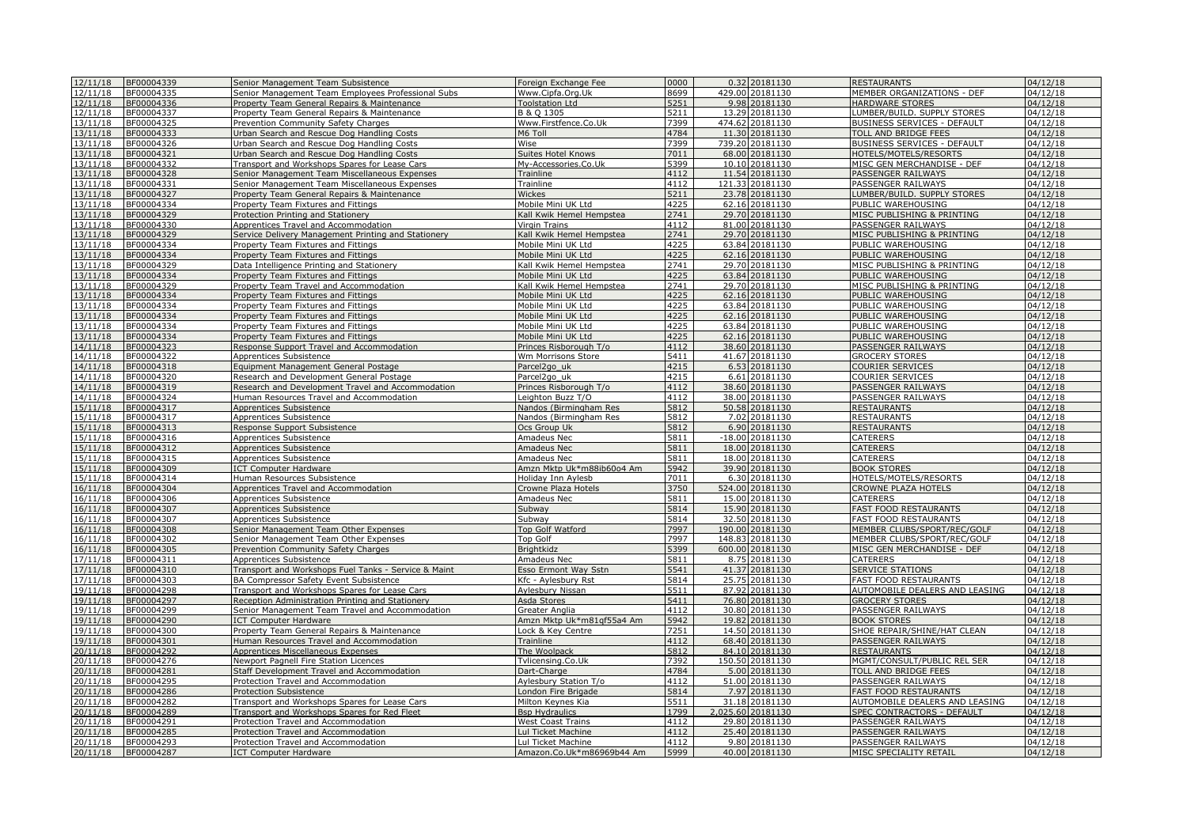| 12/11/18 | BF00004339 | Senior Management Team Subsistence | Foreign Exchange Fee | 0000 | 0.32 | 20181130 | RESTAURANTS | 04/12/18 |
|---|---|---|---|---|---|---|---|---|
| 12/11/18 | BF00004335 | Senior Management Team Employees Professional Subs | Www.Cipfa.Org.Uk | 8699 | 429.00 | 20181130 | MEMBER ORGANIZATIONS - DEF | 04/12/18 |
| 12/11/18 | BF00004336 | Property Team General Repairs & Maintenance | Toolstation Ltd | 5251 | 9.98 | 20181130 | HARDWARE STORES | 04/12/18 |
| 12/11/18 | BF00004337 | Property Team General Repairs & Maintenance | B & Q 1305 | 5211 | 13.29 | 20181130 | LUMBER/BUILD. SUPPLY STORES | 04/12/18 |
| 13/11/18 | BF00004325 | Prevention Community Safety Charges | Www.Firstfence.Co.Uk | 7399 | 474.62 | 20181130 | BUSINESS SERVICES - DEFAULT | 04/12/18 |
| 13/11/18 | BF00004333 | Urban Search and Rescue Dog Handling Costs | M6 Toll | 4784 | 11.30 | 20181130 | TOLL AND BRIDGE FEES | 04/12/18 |
| 13/11/18 | BF00004326 | Urban Search and Rescue Dog Handling Costs | Wise | 7399 | 739.20 | 20181130 | BUSINESS SERVICES - DEFAULT | 04/12/18 |
| 13/11/18 | BF00004321 | Urban Search and Rescue Dog Handling Costs | Suites Hotel Knows | 7011 | 68.00 | 20181130 | HOTELS/MOTELS/RESORTS | 04/12/18 |
| 13/11/18 | BF00004332 | Transport and Workshops Spares for Lease Cars | My-Accessories.Co.Uk | 5399 | 10.10 | 20181130 | MISC GEN MERCHANDISE - DEF | 04/12/18 |
| 13/11/18 | BF00004328 | Senior Management Team Miscellaneous Expenses | Trainline | 4112 | 11.54 | 20181130 | PASSENGER RAILWAYS | 04/12/18 |
| 13/11/18 | BF00004331 | Senior Management Team Miscellaneous Expenses | Trainline | 4112 | 121.33 | 20181130 | PASSENGER RAILWAYS | 04/12/18 |
| 13/11/18 | BF00004327 | Property Team General Repairs & Maintenance | Wickes | 5211 | 23.78 | 20181130 | LUMBER/BUILD. SUPPLY STORES | 04/12/18 |
| 13/11/18 | BF00004334 | Property Team Fixtures and Fittings | Mobile Mini UK Ltd | 4225 | 62.16 | 20181130 | PUBLIC WAREHOUSING | 04/12/18 |
| 13/11/18 | BF00004329 | Protection Printing and Stationery | Kall Kwik Hemel Hempstea | 2741 | 29.70 | 20181130 | MISC PUBLISHING & PRINTING | 04/12/18 |
| 13/11/18 | BF00004330 | Apprentices Travel and Accommodation | Virgin Trains | 4112 | 81.00 | 20181130 | PASSENGER RAILWAYS | 04/12/18 |
| 13/11/18 | BF00004329 | Service Delivery Management Printing and Stationery | Kall Kwik Hemel Hempstea | 2741 | 29.70 | 20181130 | MISC PUBLISHING & PRINTING | 04/12/18 |
| 13/11/18 | BF00004334 | Property Team Fixtures and Fittings | Mobile Mini UK Ltd | 4225 | 63.84 | 20181130 | PUBLIC WAREHOUSING | 04/12/18 |
| 13/11/18 | BF00004334 | Property Team Fixtures and Fittings | Mobile Mini UK Ltd | 4225 | 62.16 | 20181130 | PUBLIC WAREHOUSING | 04/12/18 |
| 13/11/18 | BF00004329 | Data Intelligence Printing and Stationery | Kall Kwik Hemel Hempstea | 2741 | 29.70 | 20181130 | MISC PUBLISHING & PRINTING | 04/12/18 |
| 13/11/18 | BF00004334 | Property Team Fixtures and Fittings | Mobile Mini UK Ltd | 4225 | 63.84 | 20181130 | PUBLIC WAREHOUSING | 04/12/18 |
| 13/11/18 | BF00004329 | Property Team Travel and Accommodation | Kall Kwik Hemel Hempstea | 2741 | 29.70 | 20181130 | MISC PUBLISHING & PRINTING | 04/12/18 |
| 13/11/18 | BF00004334 | Property Team Fixtures and Fittings | Mobile Mini UK Ltd | 4225 | 62.16 | 20181130 | PUBLIC WAREHOUSING | 04/12/18 |
| 13/11/18 | BF00004334 | Property Team Fixtures and Fittings | Mobile Mini UK Ltd | 4225 | 63.84 | 20181130 | PUBLIC WAREHOUSING | 04/12/18 |
| 13/11/18 | BF00004334 | Property Team Fixtures and Fittings | Mobile Mini UK Ltd | 4225 | 62.16 | 20181130 | PUBLIC WAREHOUSING | 04/12/18 |
| 13/11/18 | BF00004334 | Property Team Fixtures and Fittings | Mobile Mini UK Ltd | 4225 | 63.84 | 20181130 | PUBLIC WAREHOUSING | 04/12/18 |
| 13/11/18 | BF00004334 | Property Team Fixtures and Fittings | Mobile Mini UK Ltd | 4225 | 62.16 | 20181130 | PUBLIC WAREHOUSING | 04/12/18 |
| 14/11/18 | BF00004323 | Response Support Travel and Accommodation | Princes Risborough T/o | 4112 | 38.60 | 20181130 | PASSENGER RAILWAYS | 04/12/18 |
| 14/11/18 | BF00004322 | Apprentices Subsistence | Wm Morrisons Store | 5411 | 41.67 | 20181130 | GROCERY STORES | 04/12/18 |
| 14/11/18 | BF00004318 | Equipment Management General Postage | Parcel2go_uk | 4215 | 6.53 | 20181130 | COURIER SERVICES | 04/12/18 |
| 14/11/18 | BF00004320 | Research and Development General Postage | Parcel2go_uk | 4215 | 6.61 | 20181130 | COURIER SERVICES | 04/12/18 |
| 14/11/18 | BF00004319 | Research and Development Travel and Accommodation | Princes Risborough T/o | 4112 | 38.60 | 20181130 | PASSENGER RAILWAYS | 04/12/18 |
| 14/11/18 | BF00004324 | Human Resources Travel and Accommodation | Leighton Buzz T/O | 4112 | 38.00 | 20181130 | PASSENGER RAILWAYS | 04/12/18 |
| 15/11/18 | BF00004317 | Apprentices Subsistence | Nandos (Birmingham Res | 5812 | 50.58 | 20181130 | RESTAURANTS | 04/12/18 |
| 15/11/18 | BF00004317 | Apprentices Subsistence | Nandos (Birmingham Res | 5812 | 7.02 | 20181130 | RESTAURANTS | 04/12/18 |
| 15/11/18 | BF00004313 | Response Support Subsistence | Ocs Group Uk | 5812 | 6.90 | 20181130 | RESTAURANTS | 04/12/18 |
| 15/11/18 | BF00004316 | Apprentices Subsistence | Amadeus Nec | 5811 | -18.00 | 20181130 | CATERERS | 04/12/18 |
| 15/11/18 | BF00004312 | Apprentices Subsistence | Amadeus Nec | 5811 | 18.00 | 20181130 | CATERERS | 04/12/18 |
| 15/11/18 | BF00004315 | Apprentices Subsistence | Amadeus Nec | 5811 | 18.00 | 20181130 | CATERERS | 04/12/18 |
| 15/11/18 | BF00004309 | ICT Computer Hardware | Amzn Mktp Uk*m88ib60o4 Am | 5942 | 39.90 | 20181130 | BOOK STORES | 04/12/18 |
| 15/11/18 | BF00004314 | Human Resources Subsistence | Holiday Inn Aylesb | 7011 | 6.30 | 20181130 | HOTELS/MOTELS/RESORTS | 04/12/18 |
| 16/11/18 | BF00004304 | Apprentices Travel and Accommodation | Crowne Plaza Hotels | 3750 | 524.00 | 20181130 | CROWNE PLAZA HOTELS | 04/12/18 |
| 16/11/18 | BF00004306 | Apprentices Subsistence | Amadeus Nec | 5811 | 15.00 | 20181130 | CATERERS | 04/12/18 |
| 16/11/18 | BF00004307 | Apprentices Subsistence | Subway | 5814 | 15.90 | 20181130 | FAST FOOD RESTAURANTS | 04/12/18 |
| 16/11/18 | BF00004307 | Apprentices Subsistence | Subway | 5814 | 32.50 | 20181130 | FAST FOOD RESTAURANTS | 04/12/18 |
| 16/11/18 | BF00004308 | Senior Management Team Other Expenses | Top Golf Watford | 7997 | 190.00 | 20181130 | MEMBER CLUBS/SPORT/REC/GOLF | 04/12/18 |
| 16/11/18 | BF00004302 | Senior Management Team Other Expenses | Top Golf | 7997 | 148.83 | 20181130 | MEMBER CLUBS/SPORT/REC/GOLF | 04/12/18 |
| 16/11/18 | BF00004305 | Prevention Community Safety Charges | Brightkidz | 5399 | 600.00 | 20181130 | MISC GEN MERCHANDISE - DEF | 04/12/18 |
| 17/11/18 | BF00004311 | Apprentices Subsistence | Amadeus Nec | 5811 | 8.75 | 20181130 | CATERERS | 04/12/18 |
| 17/11/18 | BF00004310 | Transport and Workshops Fuel Tanks - Service & Maint | Esso Ermont Way Sstn | 5541 | 41.37 | 20181130 | SERVICE STATIONS | 04/12/18 |
| 17/11/18 | BF00004303 | BA Compressor Safety Event Subsistence | Kfc - Aylesbury Rst | 5814 | 25.75 | 20181130 | FAST FOOD RESTAURANTS | 04/12/18 |
| 19/11/18 | BF00004298 | Transport and Workshops Spares for Lease Cars | Aylesbury Nissan | 5511 | 87.92 | 20181130 | AUTOMOBILE DEALERS AND LEASING | 04/12/18 |
| 19/11/18 | BF00004297 | Reception Administration Printing and Stationery | Asda Stores | 5411 | 76.80 | 20181130 | GROCERY STORES | 04/12/18 |
| 19/11/18 | BF00004299 | Senior Management Team Travel and Accommodation | Greater Anglia | 4112 | 30.80 | 20181130 | PASSENGER RAILWAYS | 04/12/18 |
| 19/11/18 | BF00004290 | ICT Computer Hardware | Amzn Mktp Uk*m81qf55a4 Am | 5942 | 19.82 | 20181130 | BOOK STORES | 04/12/18 |
| 19/11/18 | BF00004300 | Property Team General Repairs & Maintenance | Lock & Key Centre | 7251 | 14.50 | 20181130 | SHOE REPAIR/SHINE/HAT CLEAN | 04/12/18 |
| 19/11/18 | BF00004301 | Human Resources Travel and Accommodation | Trainline | 4112 | 68.40 | 20181130 | PASSENGER RAILWAYS | 04/12/18 |
| 20/11/18 | BF00004292 | Apprentices Miscellaneous Expenses | The Woolpack | 5812 | 84.10 | 20181130 | RESTAURANTS | 04/12/18 |
| 20/11/18 | BF00004276 | Newport Pagnell Fire Station Licences | Tvlicensing.Co.Uk | 7392 | 150.50 | 20181130 | MGMT/CONSULT/PUBLIC REL SER | 04/12/18 |
| 20/11/18 | BF00004281 | Staff Development Travel and Accommodation | Dart-Charge | 4784 | 5.00 | 20181130 | TOLL AND BRIDGE FEES | 04/12/18 |
| 20/11/18 | BF00004295 | Protection Travel and Accommodation | Aylesbury Station T/o | 4112 | 51.00 | 20181130 | PASSENGER RAILWAYS | 04/12/18 |
| 20/11/18 | BF00004286 | Protection Subsistence | London Fire Brigade | 5814 | 7.97 | 20181130 | FAST FOOD RESTAURANTS | 04/12/18 |
| 20/11/18 | BF00004282 | Transport and Workshops Spares for Lease Cars | Milton Keynes Kia | 5511 | 31.18 | 20181130 | AUTOMOBILE DEALERS AND LEASING | 04/12/18 |
| 20/11/18 | BF00004289 | Transport and Workshops Spares for Red Fleet | Bsp Hydraulics | 1799 | 2,025.60 | 20181130 | SPEC CONTRACTORS - DEFAULT | 04/12/18 |
| 20/11/18 | BF00004291 | Protection Travel and Accommodation | West Coast Trains | 4112 | 29.80 | 20181130 | PASSENGER RAILWAYS | 04/12/18 |
| 20/11/18 | BF00004285 | Protection Travel and Accommodation | Lul Ticket Machine | 4112 | 25.40 | 20181130 | PASSENGER RAILWAYS | 04/12/18 |
| 20/11/18 | BF00004293 | Protection Travel and Accommodation | Lul Ticket Machine | 4112 | 9.80 | 20181130 | PASSENGER RAILWAYS | 04/12/18 |
| 20/11/18 | BF00004287 | ICT Computer Hardware | Amazon.Co.Uk*m86969b44 Am | 5999 | 40.00 | 20181130 | MISC SPECIALITY RETAIL | 04/12/18 |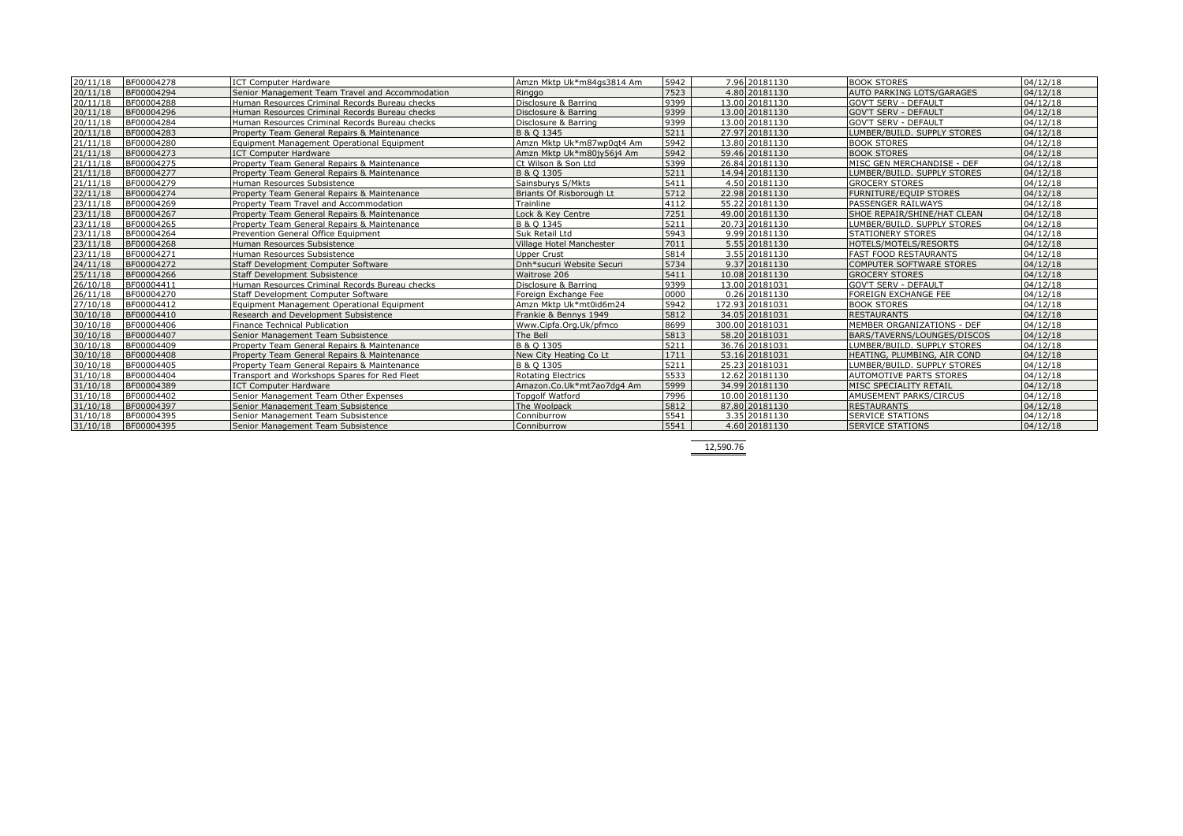| | | | | | | | | |
|---|---|---|---|---|---|---|---|---|
| 20/11/18 | BF00004278 | ICT Computer Hardware | Amzn Mktp Uk*m84gs3814 Am | 5942 | 7.96 | 20181130 | BOOK STORES | 04/12/18 |
| 20/11/18 | BF00004294 | Senior Management Team Travel and Accommodation | Ringgo | 7523 | 4.80 | 20181130 | AUTO PARKING LOTS/GARAGES | 04/12/18 |
| 20/11/18 | BF00004288 | Human Resources Criminal Records Bureau checks | Disclosure & Barring | 9399 | 13.00 | 20181130 | GOV'T SERV - DEFAULT | 04/12/18 |
| 20/11/18 | BF00004296 | Human Resources Criminal Records Bureau checks | Disclosure & Barring | 9399 | 13.00 | 20181130 | GOV'T SERV - DEFAULT | 04/12/18 |
| 20/11/18 | BF00004284 | Human Resources Criminal Records Bureau checks | Disclosure & Barring | 9399 | 13.00 | 20181130 | GOV'T SERV - DEFAULT | 04/12/18 |
| 20/11/18 | BF00004283 | Property Team General Repairs & Maintenance | B & Q 1345 | 5211 | 27.97 | 20181130 | LUMBER/BUILD. SUPPLY STORES | 04/12/18 |
| 21/11/18 | BF00004280 | Equipment Management Operational Equipment | Amzn Mktp Uk*m87wp0qt4 Am | 5942 | 13.80 | 20181130 | BOOK STORES | 04/12/18 |
| 21/11/18 | BF00004273 | ICT Computer Hardware | Amzn Mktp Uk*m80jy56j4 Am | 5942 | 59.46 | 20181130 | BOOK STORES | 04/12/18 |
| 21/11/18 | BF00004275 | Property Team General Repairs & Maintenance | Ct Wilson & Son Ltd | 5399 | 26.84 | 20181130 | MISC GEN MERCHANDISE - DEF | 04/12/18 |
| 21/11/18 | BF00004277 | Property Team General Repairs & Maintenance | B & Q 1305 | 5211 | 14.94 | 20181130 | LUMBER/BUILD. SUPPLY STORES | 04/12/18 |
| 21/11/18 | BF00004279 | Human Resources Subsistence | Sainsburys S/Mkts | 5411 | 4.50 | 20181130 | GROCERY STORES | 04/12/18 |
| 22/11/18 | BF00004274 | Property Team General Repairs & Maintenance | Briants Of Risborough Lt | 5712 | 22.98 | 20181130 | FURNITURE/EQUIP STORES | 04/12/18 |
| 23/11/18 | BF00004269 | Property Team Travel and Accommodation | Trainline | 4112 | 55.22 | 20181130 | PASSENGER RAILWAYS | 04/12/18 |
| 23/11/18 | BF00004267 | Property Team General Repairs & Maintenance | Lock & Key Centre | 7251 | 49.00 | 20181130 | SHOE REPAIR/SHINE/HAT CLEAN | 04/12/18 |
| 23/11/18 | BF00004265 | Property Team General Repairs & Maintenance | B & Q 1345 | 5211 | 20.73 | 20181130 | LUMBER/BUILD. SUPPLY STORES | 04/12/18 |
| 23/11/18 | BF00004264 | Prevention General Office Equipment | Suk Retail Ltd | 5943 | 9.99 | 20181130 | STATIONERY STORES | 04/12/18 |
| 23/11/18 | BF00004268 | Human Resources Subsistence | Village Hotel Manchester | 7011 | 5.55 | 20181130 | HOTELS/MOTELS/RESORTS | 04/12/18 |
| 23/11/18 | BF00004271 | Human Resources Subsistence | Upper Crust | 5814 | 3.55 | 20181130 | FAST FOOD RESTAURANTS | 04/12/18 |
| 24/11/18 | BF00004272 | Staff Development Computer Software | Dnh*sucuri Website Securi | 5734 | 9.37 | 20181130 | COMPUTER SOFTWARE STORES | 04/12/18 |
| 25/11/18 | BF00004266 | Staff Development Subsistence | Waitrose 206 | 5411 | 10.08 | 20181130 | GROCERY STORES | 04/12/18 |
| 26/10/18 | BF00004411 | Human Resources Criminal Records Bureau checks | Disclosure & Barring | 9399 | 13.00 | 20181031 | GOV'T SERV - DEFAULT | 04/12/18 |
| 26/11/18 | BF00004270 | Staff Development Computer Software | Foreign Exchange Fee | 0000 | 0.26 | 20181130 | FOREIGN EXCHANGE FEE | 04/12/18 |
| 27/10/18 | BF00004412 | Equipment Management Operational Equipment | Amzn Mktp Uk*mt0id6m24 | 5942 | 172.93 | 20181031 | BOOK STORES | 04/12/18 |
| 30/10/18 | BF00004410 | Research and Development Subsistence | Frankie & Bennys 1949 | 5812 | 34.05 | 20181031 | RESTAURANTS | 04/12/18 |
| 30/10/18 | BF00004406 | Finance Technical Publication | Www.Cipfa.Org.Uk/pfmco | 8699 | 300.00 | 20181031 | MEMBER ORGANIZATIONS - DEF | 04/12/18 |
| 30/10/18 | BF00004407 | Senior Management Team Subsistence | The Bell | 5813 | 58.20 | 20181031 | BARS/TAVERNS/LOUNGES/DISCOS | 04/12/18 |
| 30/10/18 | BF00004409 | Property Team General Repairs & Maintenance | B & Q 1305 | 5211 | 36.76 | 20181031 | LUMBER/BUILD. SUPPLY STORES | 04/12/18 |
| 30/10/18 | BF00004408 | Property Team General Repairs & Maintenance | New City Heating Co Lt | 1711 | 53.16 | 20181031 | HEATING, PLUMBING, AIR COND | 04/12/18 |
| 30/10/18 | BF00004405 | Property Team General Repairs & Maintenance | B & Q 1305 | 5211 | 25.23 | 20181031 | LUMBER/BUILD. SUPPLY STORES | 04/12/18 |
| 31/10/18 | BF00004404 | Transport and Workshops Spares for Red Fleet | Rotating Electrics | 5533 | 12.62 | 20181130 | AUTOMOTIVE PARTS STORES | 04/12/18 |
| 31/10/18 | BF00004389 | ICT Computer Hardware | Amazon.Co.Uk*mt7ao7dg4 Am | 5999 | 34.99 | 20181130 | MISC SPECIALITY RETAIL | 04/12/18 |
| 31/10/18 | BF00004402 | Senior Management Team Other Expenses | Topgolf Watford | 7996 | 10.00 | 20181130 | AMUSEMENT PARKS/CIRCUS | 04/12/18 |
| 31/10/18 | BF00004397 | Senior Management Team Subsistence | The Woolpack | 5812 | 87.80 | 20181130 | RESTAURANTS | 04/12/18 |
| 31/10/18 | BF00004395 | Senior Management Team Subsistence | Conniburrow | 5541 | 3.35 | 20181130 | SERVICE STATIONS | 04/12/18 |
| 31/10/18 | BF00004395 | Senior Management Team Subsistence | Conniburrow | 5541 | 4.60 | 20181130 | SERVICE STATIONS | 04/12/18 |
| | | | | | 12,590.76 | | | |